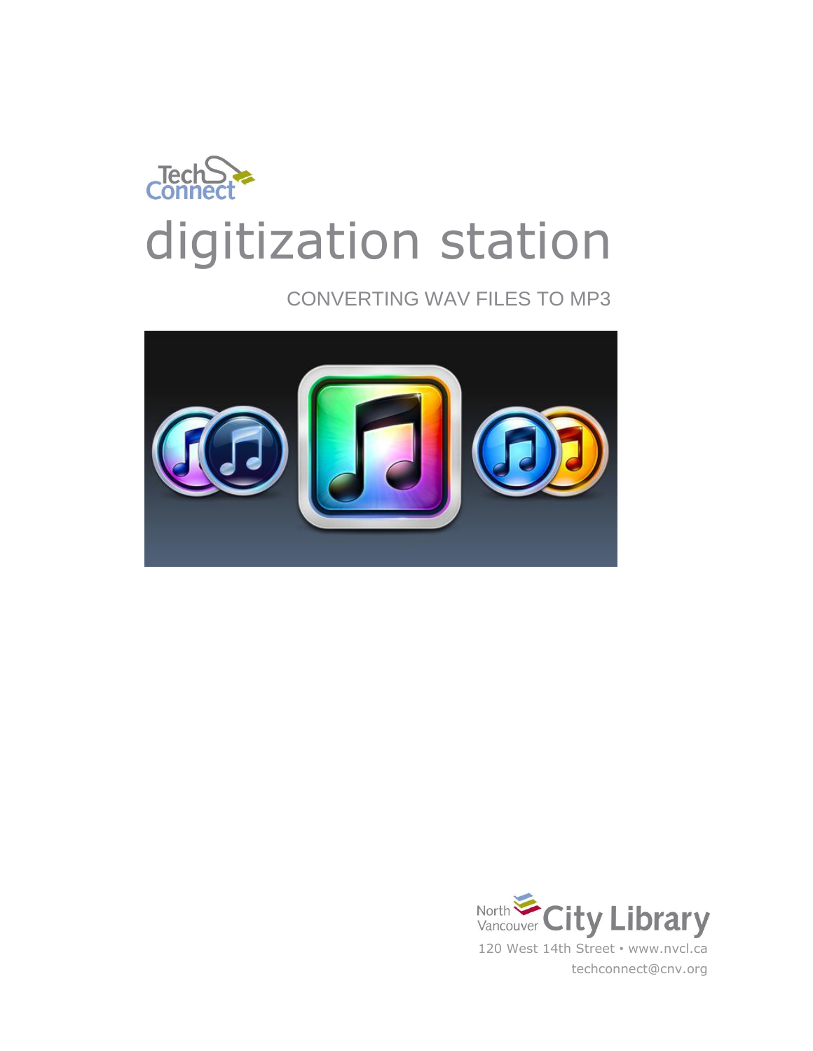TechConnect

# digitization station

## CONVERTING WAV FILES TO MP3

North Vancouver City Library

120 West 14th Street • www.nvcl.ca

techconnect@cnv.org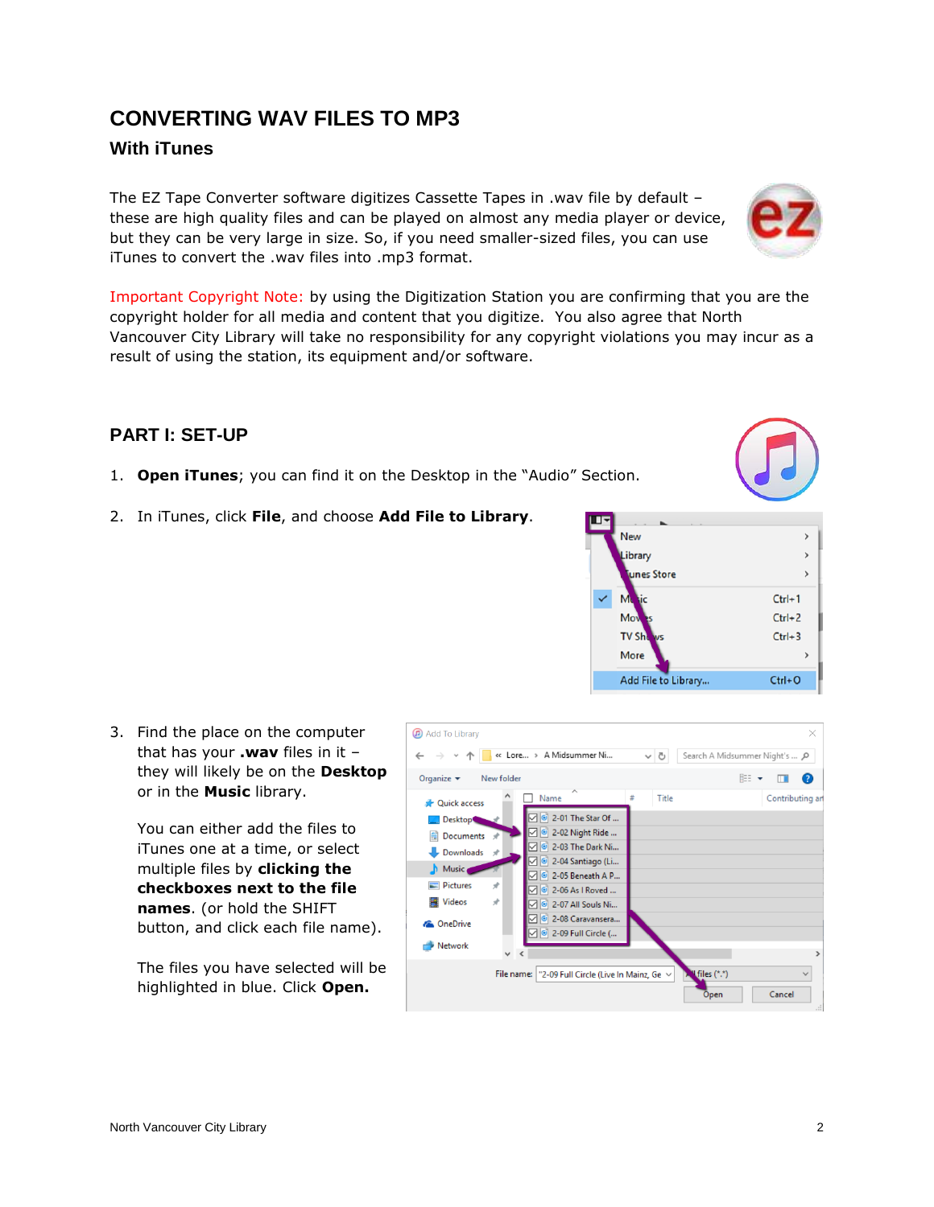# CONVERTING WAV FILES TO MP3

## With iTunes

The EZ Tape Converter software digitizes Cassette Tapes in .wav file by default – these are high quality files and can be played on almost any media player or device, but they can be very large in size. So, if you need smaller-sized files, you can use iTunes to convert the .wav files into .mp3 format.

Important Copyright Note: by using the Digitization Station you are confirming that you are the copyright holder for all media and content that you digitize. You also agree that North Vancouver City Library will take no responsibility for any copyright violations you may incur as a result of using the station, its equipment and/or software.

## PART I: SET-UP

1. **Open iTunes**; you can find it on the Desktop in the "Audio" Section.

2. In iTunes, click **File**, and choose **Add File to Library**.

3. Find the place on the computer that has your **.wav** files in it – they will likely be on the **Desktop** or in the **Music** library.

   You can either add the files to iTunes one at a time, or select multiple files by **clicking the checkboxes next to the file names**. (or hold the SHIFT button, and click each file name).

   The files you have selected will be highlighted in blue. Click **Open.**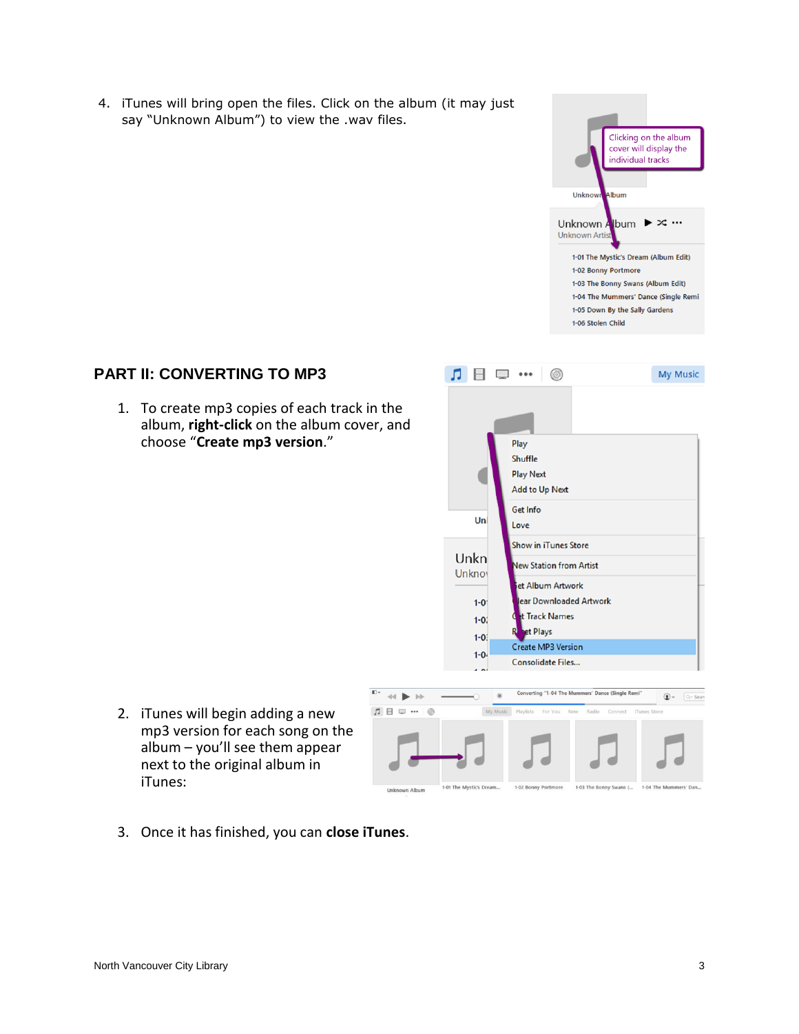4. iTunes will bring open the files. Click on the album (it may just say "Unknown Album") to view the .wav files.

## PART II: CONVERTING TO MP3

1. To create mp3 copies of each track in the album, **right-click** on the album cover, and choose "**Create mp3 version**."

2. iTunes will begin adding a new mp3 version for each song on the album – you'll see them appear next to the original album in iTunes:

3. Once it has finished, you can **close iTunes**.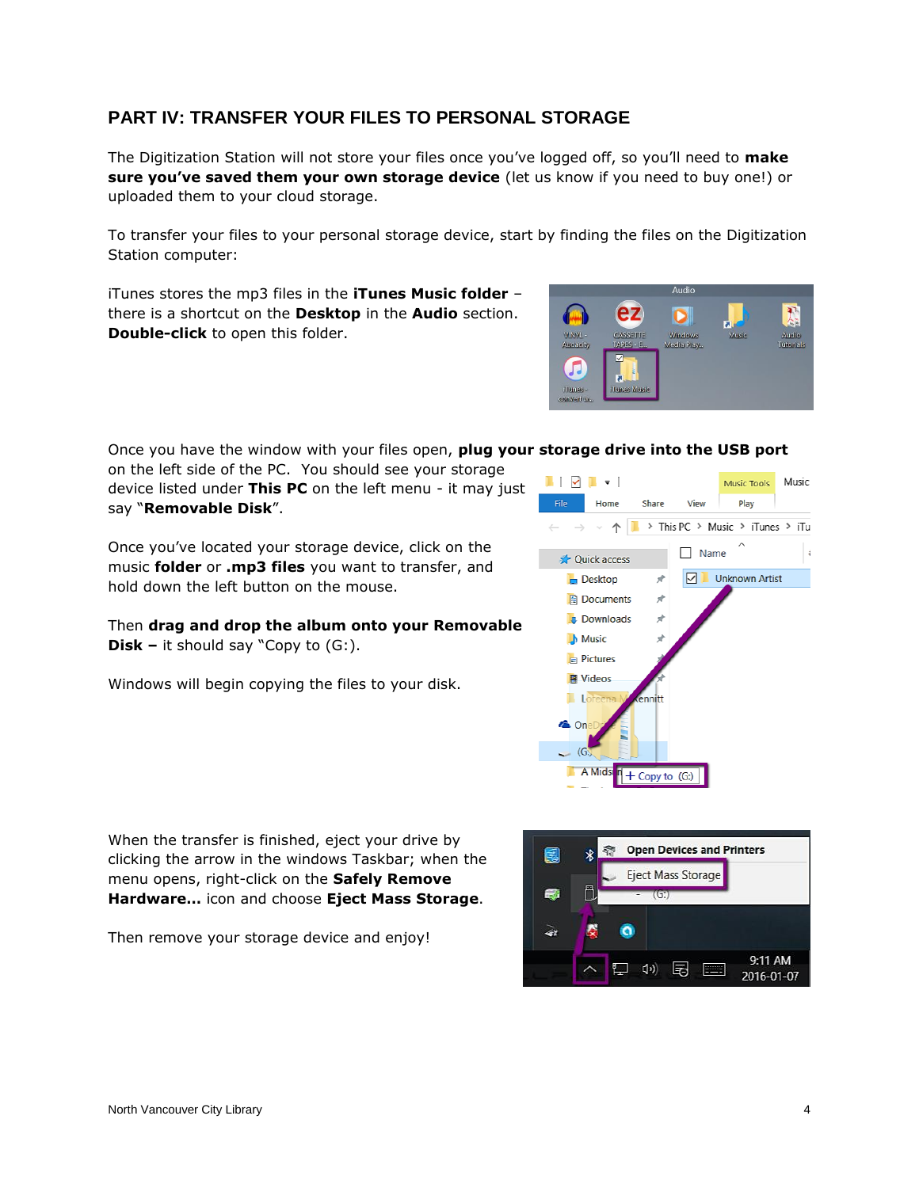## PART IV: TRANSFER YOUR FILES TO PERSONAL STORAGE

The Digitization Station will not store your files once you've logged off, so you'll need to **make sure you've saved them your own storage device** (let us know if you need to buy one!) or uploaded them to your cloud storage.

To transfer your files to your personal storage device, start by finding the files on the Digitization Station computer:

iTunes stores the mp3 files in the **iTunes Music folder** – there is a shortcut on the **Desktop** in the **Audio** section. **Double-click** to open this folder.

Once you have the window with your files open, **plug your storage drive into the USB port** on the left side of the PC. You should see your storage device listed under **This PC** on the left menu - it may just say "**Removable Disk**".

Once you've located your storage device, click on the music **folder** or **.mp3 files** you want to transfer, and hold down the left button on the mouse.

Then **drag and drop the album onto your Removable Disk –** it should say "Copy to (G:).

Windows will begin copying the files to your disk.

When the transfer is finished, eject your drive by clicking the arrow in the windows Taskbar; when the menu opens, right-click on the **Safely Remove Hardware...** icon and choose **Eject Mass Storage**.

Then remove your storage device and enjoy!